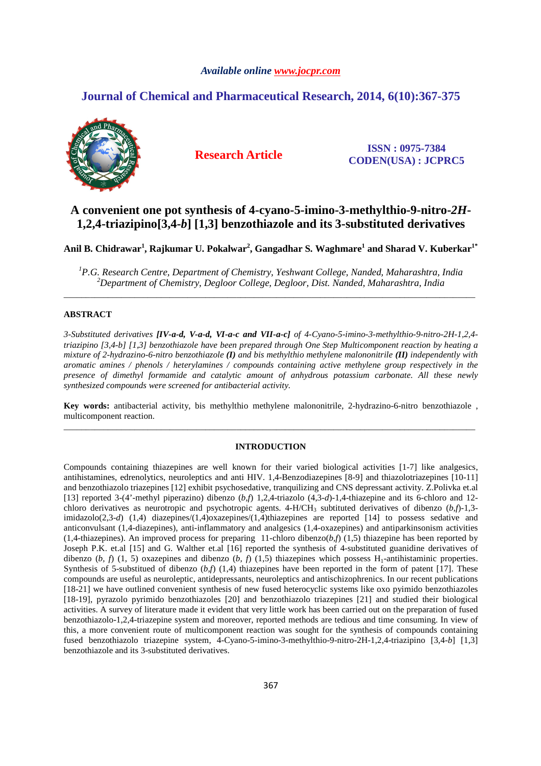# A convenient one pot synthesis of 4-cyano-5-imino-3-methylthio-9-nitro-*2H*-1,2,4-triazipino[3,4-*b*] [1,3] benzothiazole and its 3-substituted derivatives

**Anil B. Chidrawar[1], Rajkumar U. Pokalwar[2], Gangadhar S. Waghmare[1] and Sharad V. Kuberkar[1*]**

*[1]P.G. Research Centre, Department of Chemistry, Yeshwant College, Nanded, Maharashtra, India*
*[2]Department of Chemistry, Degloor College, Degloor, Dist. Nanded, Maharashtra, India*

---

## ABSTRACT

*3-Substituted derivatives **[IV-a-d, V-a-d, VI-a-c and VII-a-c]** of 4-Cyano-5-imino-3-methylthio-9-nitro-2H-1,2,4-triazipino [3,4-b] [1,3] benzothiazole have been prepared through One Step Multicomponent reaction by heating a mixture of 2-hydrazino-6-nitro benzothiazole **(I)** and bis methylthio methylene malononitrile **(II)** independently with aromatic amines / phenols / heterylamines / compounds containing active methylene group respectively in the presence of dimethyl formamide and catalytic amount of anhydrous potassium carbonate. All these newly synthesized compounds were screened for antibacterial activity.*

**Key words:** antibacterial activity, bis methylthio methylene malononitrile, 2-hydrazino-6-nitro benzothiazole , multicomponent reaction.

---

## INTRODUCTION

Compounds containing thiazepines are well known for their varied biological activities [1-7] like analgesics, antihistamines, edrenolytics, neuroleptics and anti HIV. 1,4-Benzodiazepines [8-9] and thiazolotriazepines [10-11] and benzothiazolo triazepines [12] exhibit psychosedative, tranquilizing and CNS depressant activity. Z.Polivka et.al [13] reported 3-(4'-methyl piperazino) dibenzo (*b,f*) 1,2,4-triazolo (4,3-*d*)-1,4-thiazepine and its 6-chloro and 12-chloro derivatives as neurotropic and psychotropic agents. 4-H/$CH_3$ subtituted derivatives of dibenzo (*b,f*)-1,3-imidazolo(2,3-*d*) (1,4) diazepines/(1,4)oxazepines/(1,4)thiazepines are reported [14] to possess sedative and anticonvulsant (1,4-diazepines), anti-inflammatory and analgesics (1,4-oxazepines) and antiparkinsonism activities (1,4-thiazepines). An improved process for preparing 11-chloro dibenzo(*b,f*) (1,5) thiazepine has been reported by Joseph P.K. et.al [15] and G. Walther et.al [16] reported the synthesis of 4-substituted guanidine derivatives of dibenzo (*b, f*) (1, 5) oxazepines and dibenzo (*b, f*) (1,5) thiazepines which possess $H_1$-antihistaminic properties. Synthesis of 5-substitued of dibenzo (*b,f*) (1,4) thiazepines have been reported in the form of patent [17]. These compounds are useful as neuroleptic, antidepressants, neuroleptics and antischizophrenics. In our recent publications [18-21] we have outlined convenient synthesis of new fused heterocyclic systems like oxo pyimido benzothiazoles [18-19], pyrazolo pyrimido benzothiazoles [20] and benzothiazolo triazepines [21] and studied their biological activities. A survey of literature made it evident that very little work has been carried out on the preparation of fused benzothiazolo-1,2,4-triazepine system and moreover, reported methods are tedious and time consuming. In view of this, a more convenient route of multicomponent reaction was sought for the synthesis of compounds containing fused benzothiazolo triazepine system, 4-Cyano-5-imino-3-methylthio-9-nitro-2H-1,2,4-triazipino [3,4-*b*] [1,3] benzothiazole and its 3-substituted derivatives.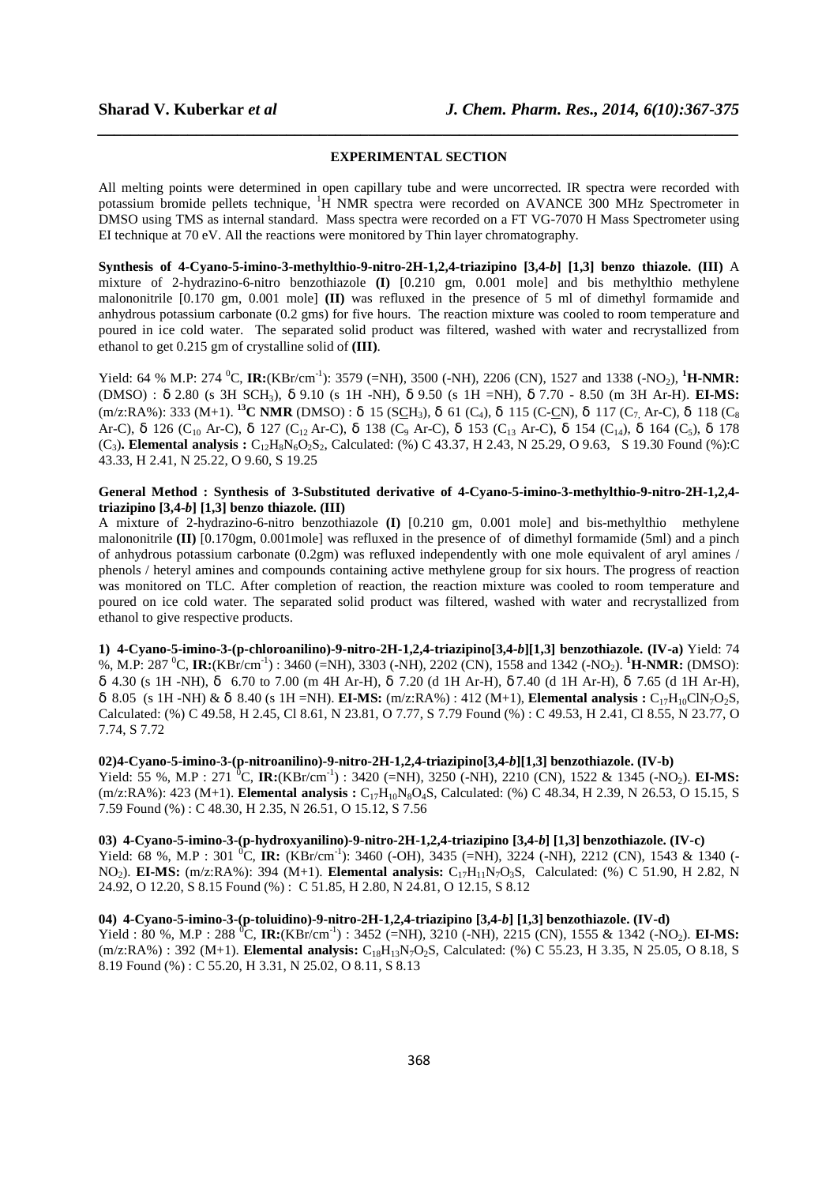## EXPERIMENTAL SECTION

All melting points were determined in open capillary tube and were uncorrected. IR spectra were recorded with potassium bromide pellets technique, $^1H$ NMR spectra were recorded on AVANCE 300 MHz Spectrometer in DMSO using TMS as internal standard. Mass spectra were recorded on a FT VG-7070 H Mass Spectrometer using EI technique at 70 eV. All the reactions were monitored by Thin layer chromatography.

**Synthesis of 4-Cyano-5-imino-3-methylthio-9-nitro-2H-1,2,4-triazipino [3,4-*b*] [1,3] benzo thiazole. (III)** A mixture of 2-hydrazino-6-nitro benzothiazole **(I)** [0.210 gm, 0.001 mole] and bis methylthio methylene malononitrile [0.170 gm, 0.001 mole] **(II)** was refluxed in the presence of 5 ml of dimethyl formamide and anhydrous potassium carbonate (0.2 gms) for five hours. The reaction mixture was cooled to room temperature and poured in ice cold water. The separated solid product was filtered, washed with water and recrystallized from ethanol to get 0.215 gm of crystalline solid of **(III)**.

Yield: 64 % M.P: 274 $^0$C, **IR:**(KBr/cm$^{-1}$): 3579 (=NH), 3500 (-NH), 2206 (CN), 1527 and 1338 (-$NO_2$), **$^1$H-NMR:** (DMSO) : δ 2.80 (s 3H $SCH_3$), δ 9.10 (s 1H -NH), δ 9.50 (s 1H =NH), δ 7.70 - 8.50 (m 3H Ar-H). **EI-MS:** (m/z:RA%): 333 (M+1). **$^{13}$C NMR** (DMSO) : δ 15 (S<u>C</u>$H_3$), δ 61 ($C_4$), δ 115 (C-<u>C</u>N), δ 117 ($C_7$ Ar-C), δ 118 ($C_8$ Ar-C), δ 126 ($C_{10}$ Ar-C), δ 127 ($C_{12}$ Ar-C), δ 138 ($C_9$ Ar-C), δ 153 ($C_{13}$ Ar-C), δ 154 ($C_{14}$), δ 164 ($C_5$), δ 178 ($C_3$). **Elemental analysis :** $C_{12}H_8N_6O_2S_2$, Calculated: (%) C 43.37, H 2.43, N 25.29, O 9.63, S 19.30 Found (%):C 43.33, H 2.41, N 25.22, O 9.60, S 19.25

**General Method : Synthesis of 3-Substituted derivative of 4-Cyano-5-imino-3-methylthio-9-nitro-2H-1,2,4-triazipino [3,4-*b*] [1,3] benzo thiazole. (III)**

A mixture of 2-hydrazino-6-nitro benzothiazole **(I)** [0.210 gm, 0.001 mole] and bis-methylthio methylene malononitrile **(II)** [0.170gm, 0.001mole] was refluxed in the presence of of dimethyl formamide (5ml) and a pinch of anhydrous potassium carbonate (0.2gm) was refluxed independently with one mole equivalent of aryl amines / phenols / heteryl amines and compounds containing active methylene group for six hours. The progress of reaction was monitored on TLC. After completion of reaction, the reaction mixture was cooled to room temperature and poured on ice cold water. The separated solid product was filtered, washed with water and recrystallized from ethanol to give respective products.

**1) 4-Cyano-5-imino-3-(p-chloroanilino)-9-nitro-2H-1,2,4-triazipino[3,4-*b*][1,3] benzothiazole. (IV-a)** Yield: 74 %, M.P: 287 $^0$C, **IR:**(KBr/cm$^{-1}$) : 3460 (=NH), 3303 (-NH), 2202 (CN), 1558 and 1342 (-$NO_2$). **$^1$H-NMR:** (DMSO): δ 4.30 (s 1H -NH), δ 6.70 to 7.00 (m 4H Ar-H), δ 7.20 (d 1H Ar-H), δ 7.40 (d 1H Ar-H), δ 7.65 (d 1H Ar-H), δ 8.05 (s 1H -NH) & δ 8.40 (s 1H =NH). **EI-MS:** (m/z:RA%) : 412 (M+1), **Elemental analysis :** $C_{17}H_{10}ClN_7O_2S$, Calculated: (%) C 49.58, H 2.45, Cl 8.61, N 23.81, O 7.77, S 7.79 Found (%) : C 49.53, H 2.41, Cl 8.55, N 23.77, O 7.74, S 7.72

**02)4-Cyano-5-imino-3-(p-nitroanilino)-9-nitro-2H-1,2,4-triazipino[3,4-*b*][1,3] benzothiazole. (IV-b)**
Yield: 55 %, M.P : 271 $^0$C, **IR:**(KBr/cm$^{-1}$) : 3420 (=NH), 3250 (-NH), 2210 (CN), 1522 & 1345 (-$NO_2$). **EI-MS:** (m/z:RA%): 423 (M+1). **Elemental analysis :** $C_{17}H_{10}N_8O_4S$, Calculated: (%) C 48.34, H 2.39, N 26.53, O 15.15, S 7.59 Found (%) : C 48.30, H 2.35, N 26.51, O 15.12, S 7.56

**03) 4-Cyano-5-imino-3-(p-hydroxyanilino)-9-nitro-2H-1,2,4-triazipino [3,4-*b*] [1,3] benzothiazole. (IV-c)**
Yield: 68 %, M.P : 301 $^0$C, **IR:** (KBr/cm$^{-1}$): 3460 (-OH), 3435 (=NH), 3224 (-NH), 2212 (CN), 1543 & 1340 (-$NO_2$). **EI-MS:** (m/z:RA%): 394 (M+1). **Elemental analysis:** $C_{17}H_{11}N_7O_3S$, Calculated: (%) C 51.90, H 2.82, N 24.92, O 12.20, S 8.15 Found (%) : C 51.85, H 2.80, N 24.81, O 12.15, S 8.12

**04) 4-Cyano-5-imino-3-(p-toluidino)-9-nitro-2H-1,2,4-triazipino [3,4-*b*] [1,3] benzothiazole. (IV-d)**
Yield : 80 %, M.P : 288 $^0$C, **IR:**(KBr/cm$^{-1}$) : 3452 (=NH), 3210 (-NH), 2215 (CN), 1555 & 1342 (-$NO_2$). **EI-MS:** (m/z:RA%) : 392 (M+1). **Elemental analysis:** $C_{18}H_{13}N_7O_2S$, Calculated: (%) C 55.23, H 3.35, N 25.05, O 8.18, S 8.19 Found (%) : C 55.20, H 3.31, N 25.02, O 8.11, S 8.13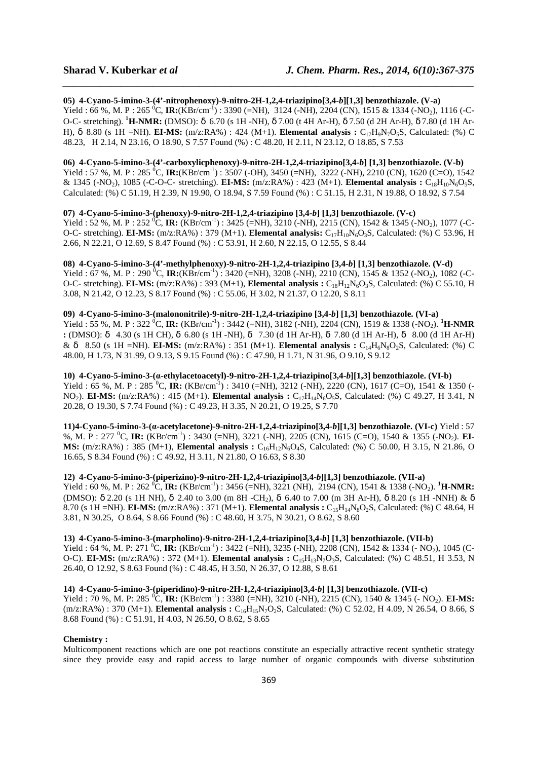**05) 4-Cyano-5-imino-3-(4'-nitrophenoxy)-9-nitro-2H-1,2,4-triazipino[3,4-*b*][1,3] benzothiazole. (V-a)**
Yield : 66 %, M. P : 265 $^0$C, **IR:**(KBr/cm$^{-1}$) : 3390 (=NH), 3124 (-NH), 2204 (CN), 1515 & 1334 (-$NO_2$), 1116 (-C-O-C- stretching). **$^1$H-NMR:** (DMSO): δ 6.70 (s 1H -NH), δ 7.00 (t 4H Ar-H), δ 7.50 (d 2H Ar-H), δ 7.80 (d 1H Ar-H), δ 8.80 (s 1H =NH). **EI-MS:** (m/z:RA%) : 424 (M+1). **Elemental analysis :** $C_{17}H_9N_7O_5S$, Calculated: (%) C 48.23, H 2.14, N 23.16, O 18.90, S 7.57 Found (%) : C 48.20, H 2.11, N 23.12, O 18.85, S 7.53

**06) 4-Cyano-5-imino-3-(4'-carboxylicphenoxy)-9-nitro-2H-1,2,4-triazipino[3,4-*b*] [1,3] benzothiazole. (V-b)**
Yield : 57 %, M. P : 285 $^0$C, **IR:**(KBr/cm$^{-1}$) : 3507 (-OH), 3450 (=NH), 3222 (-NH), 2210 (CN), 1620 (C=O), 1542 & 1345 (-$NO_2$), 1085 (-C-O-C- stretching). **EI-MS:** (m/z:RA%) : 423 (M+1). **Elemental analysis :** $C_{18}H_{10}N_6O_5S$, Calculated: (%) C 51.19, H 2.39, N 19.90, O 18.94, S 7.59 Found (%) : C 51.15, H 2.31, N 19.88, O 18.92, S 7.54

**07) 4-Cyano-5-imino-3-(phenoxy)-9-nitro-2H-1,2,4-triazipino [3,4-*b*] [1,3] benzothiazole. (V-c)**
Yield : 52 %, M. P : 252 $^0$C, **IR:** (KBr/cm$^{-1}$) : 3425 (=NH), 3210 (-NH), 2215 (CN), 1542 & 1345 (-$NO_2$), 1077 (-C-O-C- stretching). **EI-MS:** (m/z:RA%) : 379 (M+1). **Elemental analysis:** $C_{17}H_{10}N_6O_3S$, Calculated: (%) C 53.96, H 2.66, N 22.21, O 12.69, S 8.47 Found (%) : C 53.91, H 2.60, N 22.15, O 12.55, S 8.44

**08) 4-Cyano-5-imino-3-(4'-methylphenoxy)-9-nitro-2H-1,2,4-triazipino [3,4-*b*] [1,3] benzothiazole. (V-d)**
Yield : 67 %, M. P : 290 $^0$C, **IR:**(KBr/cm$^{-1}$) : 3420 (=NH), 3208 (-NH), 2210 (CN), 1545 & 1352 (-$NO_2$), 1082 (-C-O-C- stretching). **EI-MS:** (m/z:RA%) : 393 (M+1), **Elemental analysis :** $C_{18}H_{12}N_6O_3S$, Calculated: (%) C 55.10, H 3.08, N 21.42, O 12.23, S 8.17 Found (%) : C 55.06, H 3.02, N 21.37, O 12.20, S 8.11

**09) 4-Cyano-5-imino-3-(malononitrile)-9-nitro-2H-1,2,4-triazipino [3,4-*b*] [1,3] benzothiazole. (VI-a)**
Yield : 55 %, M. P : 322 $^0$C, **IR:** (KBr/cm$^{-1}$) : 3442 (=NH), 3182 (-NH), 2204 (CN), 1519 & 1338 (-$NO_2$). **$^1$H-NMR :** (DMSO): δ 4.30 (s 1H CH), δ 6.80 (s 1H -NH), δ 7.30 (d 1H Ar-H), δ 7.80 (d 1H Ar-H), δ 8.00 (d 1H Ar-H) & δ 8.50 (s 1H =NH). **EI-MS:** (m/z:RA%) : 351 (M+1). **Elemental analysis :** $C_{14}H_6N_8O_2S$, Calculated: (%) C 48.00, H 1.73, N 31.99, O 9.13, S 9.15 Found (%) : C 47.90, H 1.71, N 31.96, O 9.10, S 9.12

**10) 4-Cyano-5-imino-3-(α-ethylacetoacetyl)-9-nitro-2H-1,2,4-triazipino[3,4-*b*][1,3] benzothiazole. (VI-b)**
Yield : 65 %, M. P : 285 $^0$C, **IR:** (KBr/cm$^{-1}$) : 3410 (=NH), 3212 (-NH), 2220 (CN), 1617 (C=O), 1541 & 1350 (-$NO_2$). **EI-MS:** (m/z:RA%) : 415 (M+1). **Elemental analysis :** $C_{17}H_{14}N_6O_5S$, Calculated: (%) C 49.27, H 3.41, N 20.28, O 19.30, S 7.74 Found (%) : C 49.23, H 3.35, N 20.21, O 19.25, S 7.70

**11)4-Cyano-5-imino-3-(α-acetylacetone)-9-nitro-2H-1,2,4-triazipino[3,4-*b*][1,3] benzothiazole. (VI-c)** Yield : 57 %, M. P : 277 $^0$C, **IR:** (KBr/cm$^{-1}$) : 3430 (=NH), 3221 (-NH), 2205 (CN), 1615 (C=O), 1540 & 1355 (-$NO_2$). **EI-MS:** (m/z:RA%) : 385 (M+1), **Elemental analysis :** $C_{16}H_{12}N_6O_4S$, Calculated: (%) C 50.00, H 3.15, N 21.86, O 16.65, S 8.34 Found (%) : C 49.92, H 3.11, N 21.80, O 16.63, S 8.30

**12) 4-Cyano-5-imino-3-(piperizino)-9-nitro-2H-1,2,4-triazipino[3,4-*b*][1,3] benzothiazole. (VII-a)**
Yield : 60 %, M. P : 262 $^0$C, **IR:** (KBr/cm$^{-1}$) : 3456 (=NH), 3221 (NH), 2194 (CN), 1541 & 1338 (-$NO_2$). **$^1$H-NMR:** (DMSO): δ 2.20 (s 1H NH), δ 2.40 to 3.00 (m 8H -$CH_2$), δ 6.40 to 7.00 (m 3H Ar-H), δ 8.20 (s 1H -NNH) & δ 8.70 (s 1H =NH). **EI-MS:** (m/z:RA%) : 371 (M+1). **Elemental analysis :** $C_{15}H_{14}N_8O_2S$, Calculated: (%) C 48.64, H 3.81, N 30.25, O 8.64, S 8.66 Found (%) : C 48.60, H 3.75, N 30.21, O 8.62, S 8.60

**13) 4-Cyano-5-imino-3-(marpholino)-9-nitro-2H-1,2,4-triazipino[3,4-*b*] [1,3] benzothiazole. (VII-b)**
Yield : 64 %, M. P: 271 $^0$C, **IR:** (KBr/cm$^{-1}$) : 3422 (=NH), 3235 (-NH), 2208 (CN), 1542 & 1334 (- $NO_2$), 1045 (C-O-C). **EI-MS:** (m/z:RA%) : 372 (M+1). **Elemental analysis :** $C_{15}H_{13}N_7O_3S$, Calculated: (%) C 48.51, H 3.53, N 26.40, O 12.92, S 8.63 Found (%) : C 48.45, H 3.50, N 26.37, O 12.88, S 8.61

**14) 4-Cyano-5-imino-3-(piperidino)-9-nitro-2H-1,2,4-triazipino[3,4-*b*] [1,3] benzothiazole. (VII-c)**
Yield : 70 %, M. P: 285 $^0$C, **IR:** (KBr/cm$^{-1}$) : 3380 (=NH), 3210 (-NH), 2215 (CN), 1540 & 1345 (- $NO_2$). **EI-MS:** (m/z:RA%) : 370 (M+1). **Elemental analysis :** $C_{16}H_{15}N_7O_2S$, Calculated: (%) C 52.02, H 4.09, N 26.54, O 8.66, S 8.68 Found (%) : C 51.91, H 4.03, N 26.50, O 8.62, S 8.65

**Chemistry :**
Multicomponent reactions which are one pot reactions constitute an especially attractive recent synthetic strategy since they provide easy and rapid access to large number of organic compounds with diverse substitution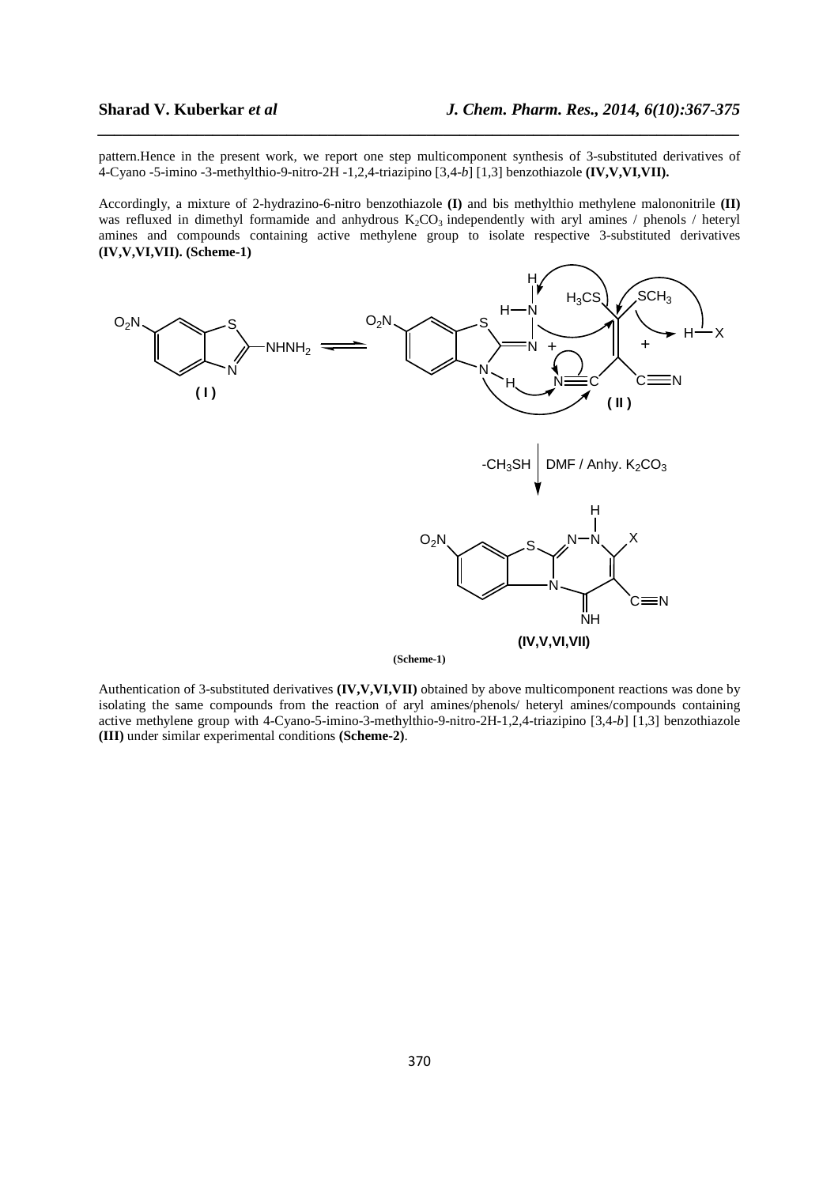pattern.Hence in the present work, we report one step multicomponent synthesis of 3-substituted derivatives of 4-Cyano -5-imino -3-methylthio-9-nitro-2H -1,2,4-triazipino [3,4-*b*] [1,3] benzothiazole **(IV,V,VI,VII).**

Accordingly, a mixture of 2-hydrazino-6-nitro benzothiazole **(I)** and bis methylthio methylene malononitrile **(II)** was refluxed in dimethyl formamide and anhydrous $K_2CO_3$ independently with aryl amines / phenols / heteryl amines and compounds containing active methylene group to isolate respective 3-substituted derivatives **(IV,V,VI,VII). (Scheme-1)**

**(Scheme-1)**

Authentication of 3-substituted derivatives **(IV,V,VI,VII)** obtained by above multicomponent reactions was done by isolating the same compounds from the reaction of aryl amines/phenols/ heteryl amines/compounds containing active methylene group with 4-Cyano-5-imino-3-methylthio-9-nitro-2H-1,2,4-triazipino [3,4-*b*] [1,3] benzothiazole **(III)** under similar experimental conditions **(Scheme-2)**.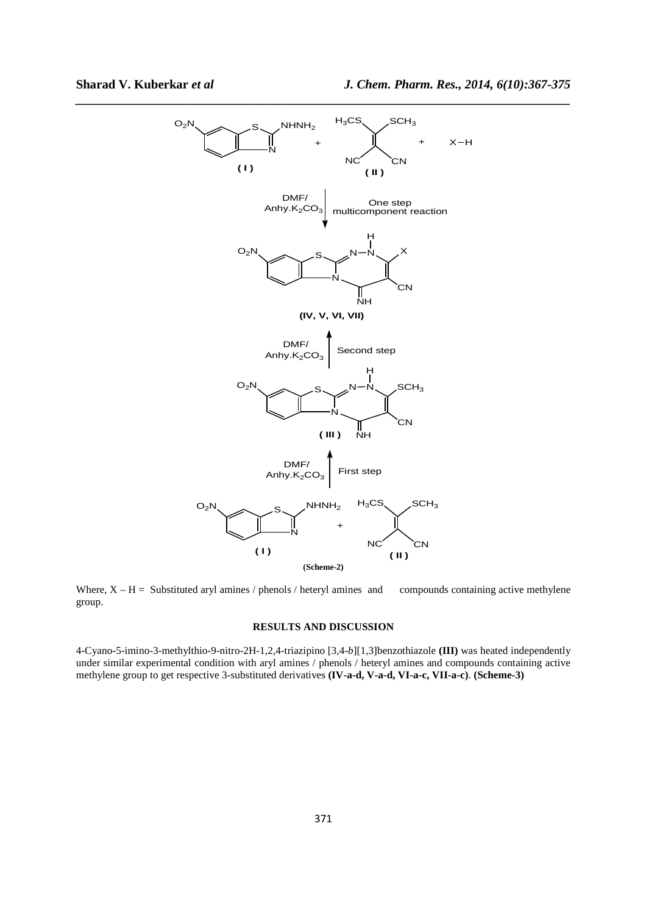(Scheme-2)

Where, X – H = Substituted aryl amines / phenols / heteryl amines and compounds containing active methylene group.

## RESULTS AND DISCUSSION

4-Cyano-5-imino-3-methylthio-9-nitro-2H-1,2,4-triazipino [3,4-*b*][1,3]benzothiazole **(III)** was heated independently under similar experimental condition with aryl amines / phenols / heteryl amines and compounds containing active methylene group to get respective 3-substituted derivatives **(IV-a-d, V-a-d, VI-a-c, VII-a-c)**. **(Scheme-3)**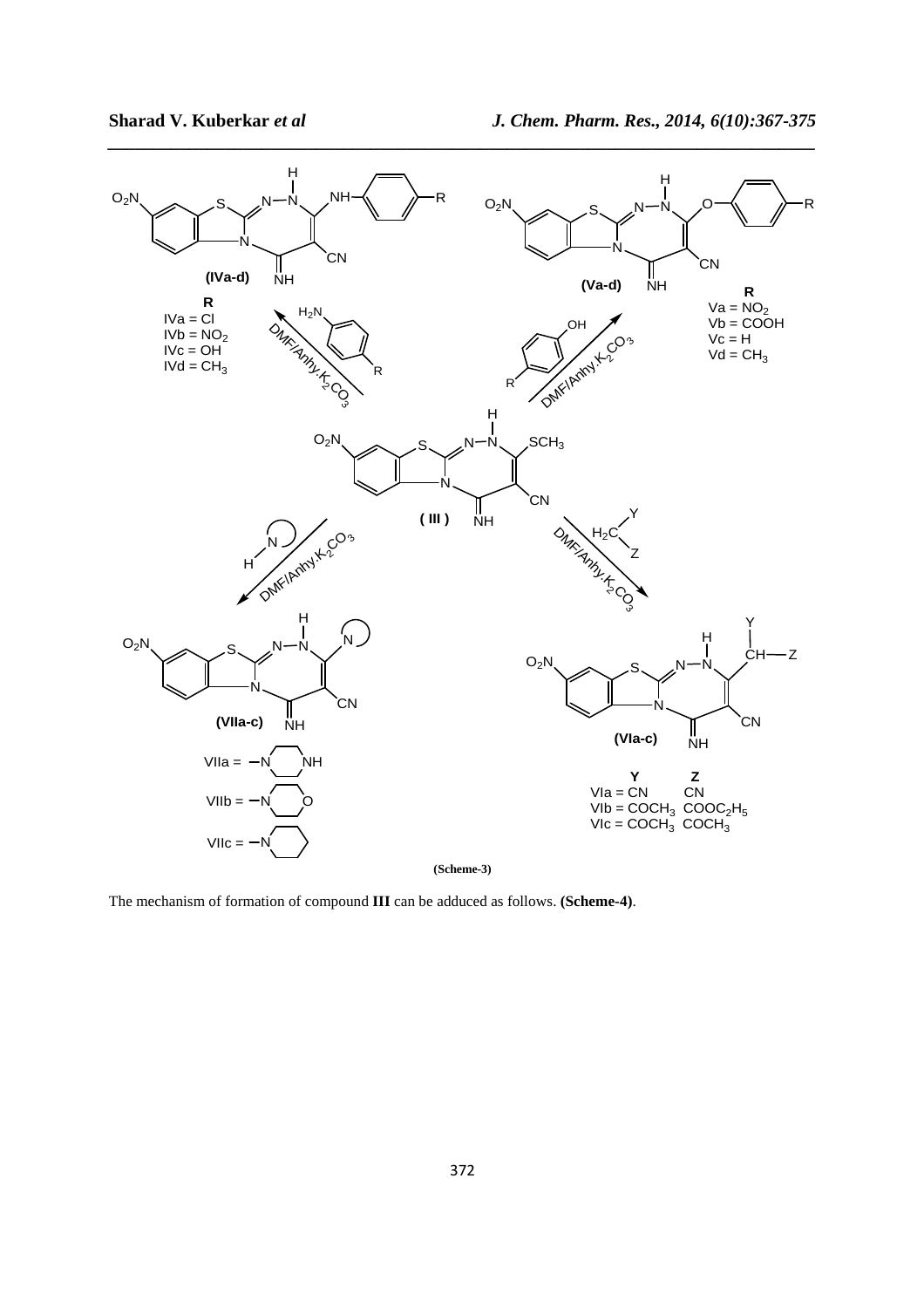**(Scheme-3)**

The mechanism of formation of compound **III** can be adduced as follows. **(Scheme-4)**.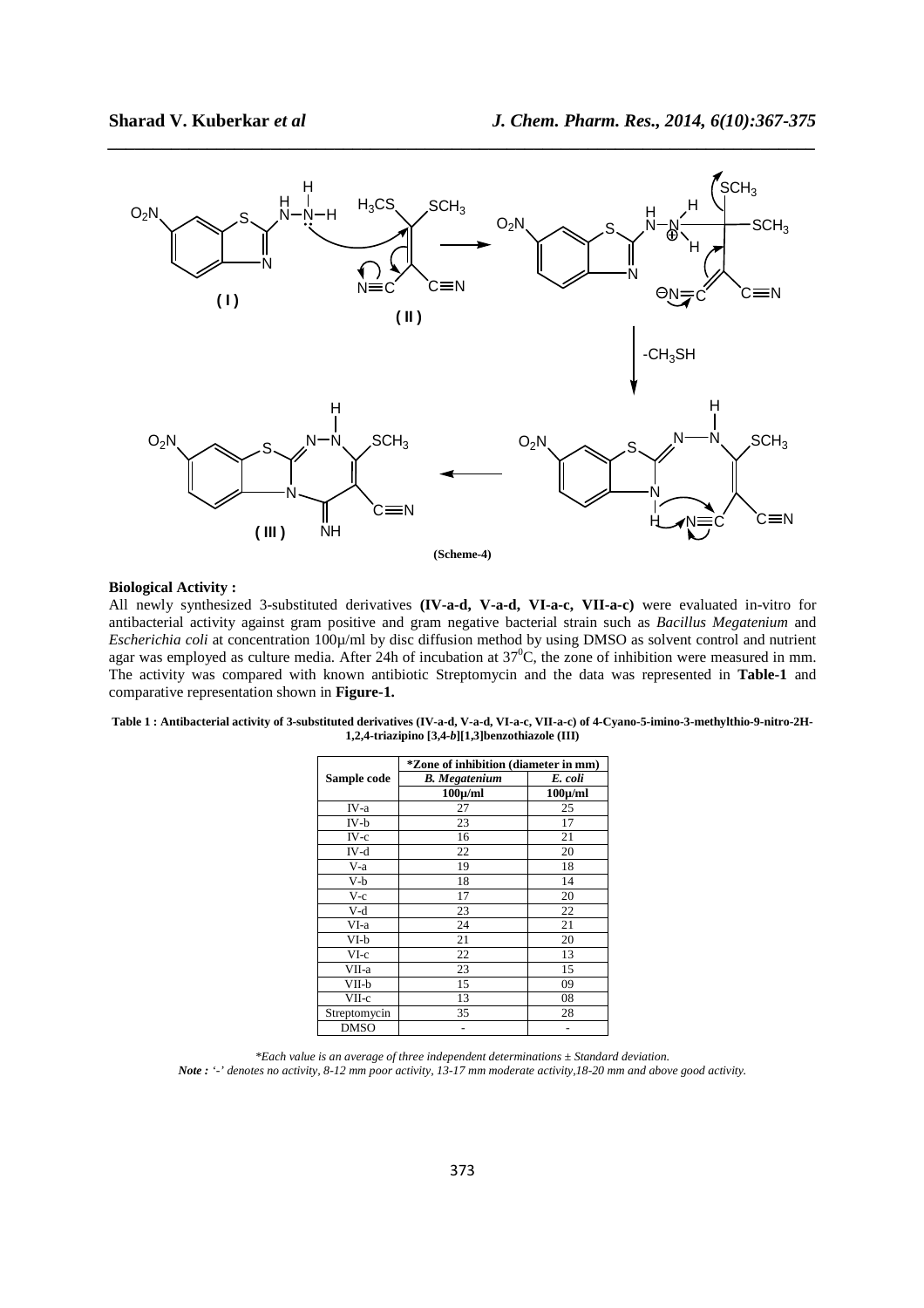(Scheme-4)

**Biological Activity :**

All newly synthesized 3-substituted derivatives **(IV-a-d, V-a-d, VI-a-c, VII-a-c)** were evaluated in-vitro for antibacterial activity against gram positive and gram negative bacterial strain such as *Bacillus Megatenium* and *Escherichia coli* at concentration 100μ/ml by disc diffusion method by using DMSO as solvent control and nutrient agar was employed as culture media. After 24h of incubation at $37^0$C, the zone of inhibition were measured in mm. The activity was compared with known antibiotic Streptomycin and the data was represented in **Table-1** and comparative representation shown in **Figure-1.**

**Table 1 : Antibacterial activity of 3-substituted derivatives (IV-a-d, V-a-d, VI-a-c, VII-a-c) of 4-Cyano-5-imino-3-methylthio-9-nitro-2H-1,2,4-triazipino [3,4-*b*][1,3]benzothiazole (III)**

| Sample code | *Zone of inhibition (diameter in mm) | |
|---|---|---|
| | *B. Megatenium* | *E. coli* |
| | 100μ/ml | 100μ/ml |
| IV-a | 27 | 25 |
| IV-b | 23 | 17 |
| IV-c | 16 | 21 |
| IV-d | 22 | 20 |
| V-a | 19 | 18 |
| V-b | 18 | 14 |
| V-c | 17 | 20 |
| V-d | 23 | 22 |
| VI-a | 24 | 21 |
| VI-b | 21 | 20 |
| VI-c | 22 | 13 |
| VII-a | 23 | 15 |
| VII-b | 15 | 09 |
| VII-c | 13 | 08 |
| Streptomycin | 35 | 28 |
| DMSO | - | - |

*\*Each value is an average of three independent determinations ± Standard deviation.*

***Note :** '-' denotes no activity, 8-12 mm poor activity, 13-17 mm moderate activity,18-20 mm and above good activity.*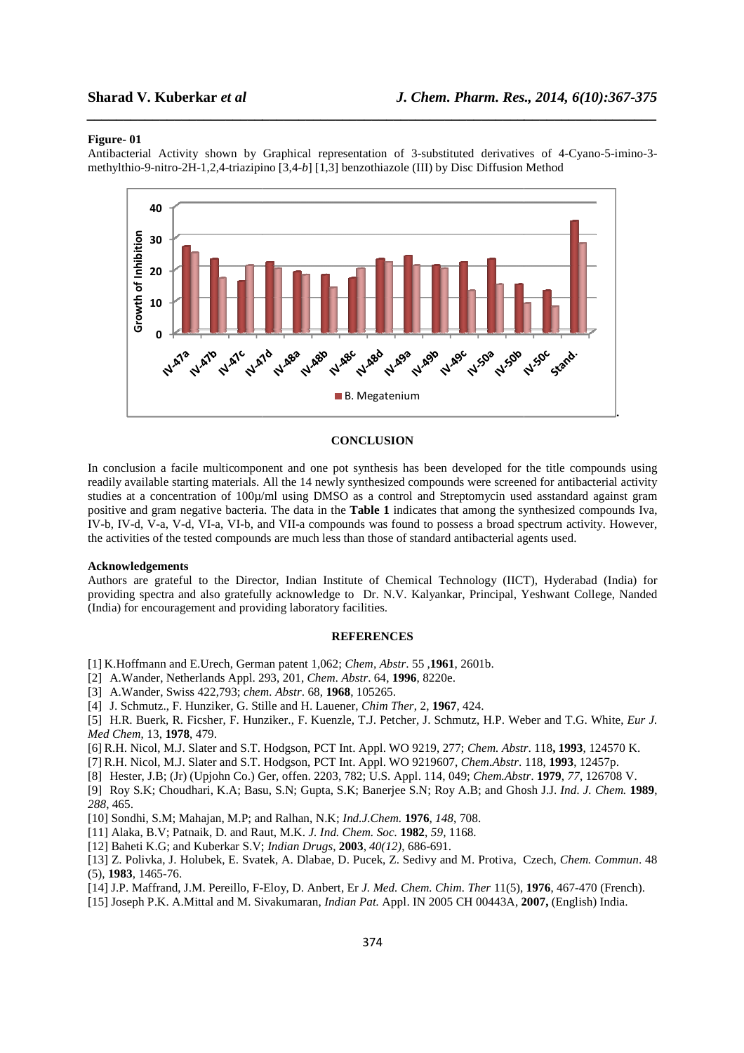**Figure- 01**

Antibacterial Activity shown by Graphical representation of 3-substituted derivatives of 4-Cyano-5-imino-3-methylthio-9-nitro-2H-1,2,4-triazipino [3,4-*b*] [1,3] benzothiazole (III) by Disc Diffusion Method

## CONCLUSION

In conclusion a facile multicomponent and one pot synthesis has been developed for the title compounds using readily available starting materials. All the 14 newly synthesized compounds were screened for antibacterial activity studies at a concentration of 100µ/ml using DMSO as a control and Streptomycin used asstandard against gram positive and gram negative bacteria. The data in the **Table 1** indicates that among the synthesized compounds Iva, IV-b, IV-d, V-a, V-d, VI-a, VI-b, and VII-a compounds was found to possess a broad spectrum activity. However, the activities of the tested compounds are much less than those of standard antibacterial agents used.

### Acknowledgements

Authors are grateful to the Director, Indian Institute of Chemical Technology (IICT), Hyderabad (India) for providing spectra and also gratefully acknowledge to Dr. N.V. Kalyankar, Principal, Yeshwant College, Nanded (India) for encouragement and providing laboratory facilities.

## REFERENCES

[1] K.Hoffmann and E.Urech, German patent 1,062; *Chem, Abstr*. 55 ,**1961**, 2601b.
[2] A.Wander, Netherlands Appl. 293, 201, *Chem. Abstr*. 64, **1996**, 8220e.
[3] A.Wander, Swiss 422,793; *chem. Abstr*. 68, **1968**, 105265.
[4] J. Schmutz., F. Hunziker, G. Stille and H. Lauener, *Chim Ther*, 2, **1967**, 424.
[5] H.R. Buerk, R. Ficsher, F. Hunziker., F. Kuenzle, T.J. Petcher, J. Schmutz, H.P. Weber and T.G. White, *Eur J. Med Chem*, 13, **1978**, 479.
[6] R.H. Nicol, M.J. Slater and S.T. Hodgson, PCT Int. Appl. WO 9219, 277; *Chem. Abstr*. 118**, 1993**, 124570 K.
[7] R.H. Nicol, M.J. Slater and S.T. Hodgson, PCT Int. Appl. WO 9219607, *Chem.Abstr*. 118, **1993**, 12457p.
[8] Hester, J.B; (Jr) (Upjohn Co.) Ger, offen. 2203, 782; U.S. Appl. 114, 049; *Chem.Abstr*. **1979**, *77*, 126708 V.
[9] Roy S.K; Choudhari, K.A; Basu, S.N; Gupta, S.K; Banerjee S.N; Roy A.B; and Ghosh J.J. *Ind. J. Chem.* **1989**, *288*, 465.
[10] Sondhi, S.M; Mahajan, M.P; and Ralhan, N.K; *Ind.J.Chem.* **1976**, *148*, 708.
[11] Alaka, B.V; Patnaik, D. and Raut, M.K. *J. Ind. Chem. Soc.* **1982**, *59*, 1168.
[12] Baheti K.G; and Kuberkar S.V; *Indian Drugs*, **2003**, *40(12)*, 686-691.
[13] Z. Polivka, J. Holubek, E. Svatek, A. Dlabae, D. Pucek, Z. Sedivy and M. Protiva, Czech, *Chem. Commun*. 48 (5), **1983**, 1465-76.
[14] J.P. Maffrand, J.M. Pereillo, F-Eloy, D. Anbert, Er *J. Med. Chem. Chim. Ther* 11(5), **1976**, 467-470 (French).
[15] Joseph P.K. A.Mittal and M. Sivakumaran, *Indian Pat.* Appl. IN 2005 CH 00443A, **2007,** (English) India.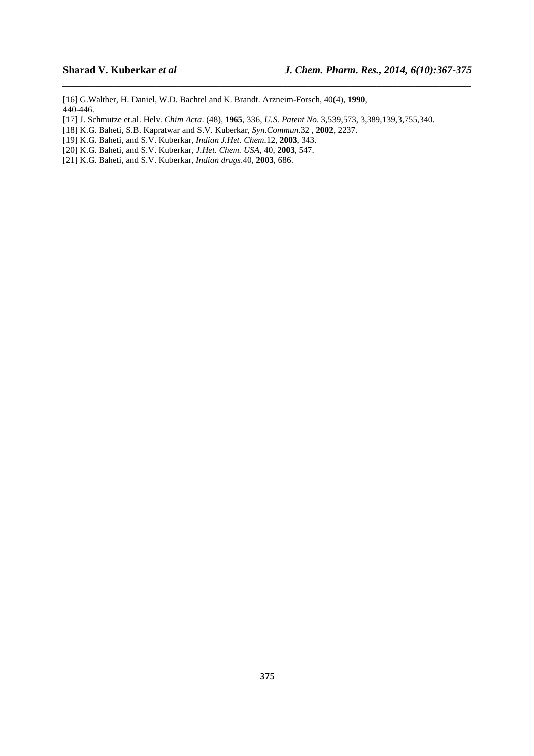[16] G.Walther, H. Daniel, W.D. Bachtel and K. Brandt. Arzneim-Forsch, 40(4), **1990**, 440-446.

[17] J. Schmutze et.al. Helv. *Chim Acta*. (48), **1965**, 336, *U.S. Patent No*. 3,539,573, 3,389,139,3,755,340.

[18] K.G. Baheti, S.B. Kapratwar and S.V. Kuberkar, *Syn.Commun*.32 , **2002**, 2237.

[19] K.G. Baheti, and S.V. Kuberkar, *Indian J.Het. Chem*.12, **2003**, 343.

[20] K.G. Baheti, and S.V. Kuberkar, *J.Het. Chem. USA*, 40, **2003**, 547.

[21] K.G. Baheti, and S.V. Kuberkar, *Indian drugs*.40, **2003**, 686.